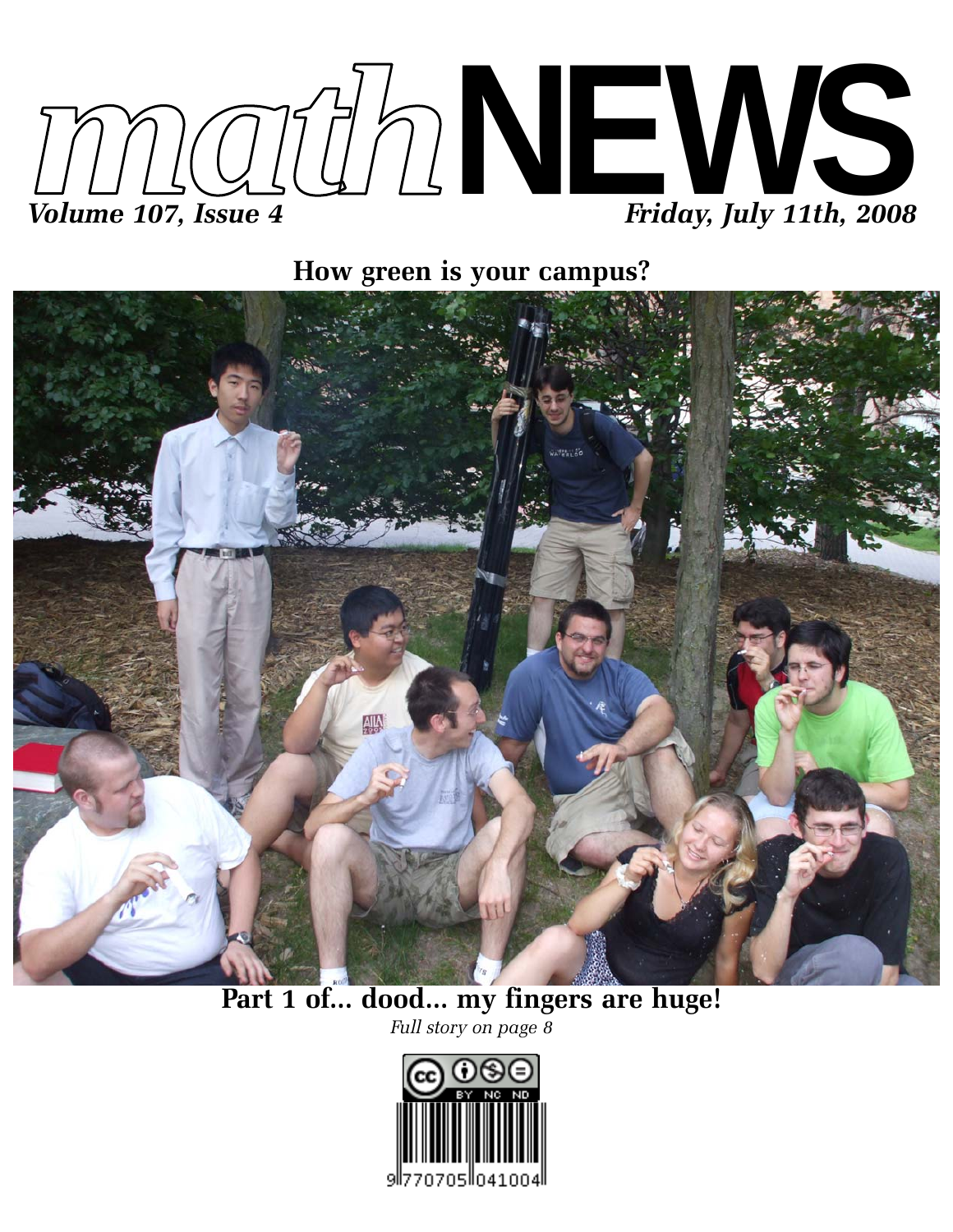# *math*NEWS

*Volume 107, Issue 4* *Friday, July 11th, 2008*

**How green is your campus?**

**Part 1 of... dood... my fingers are huge!**

*Full story on page 8*

9770705041004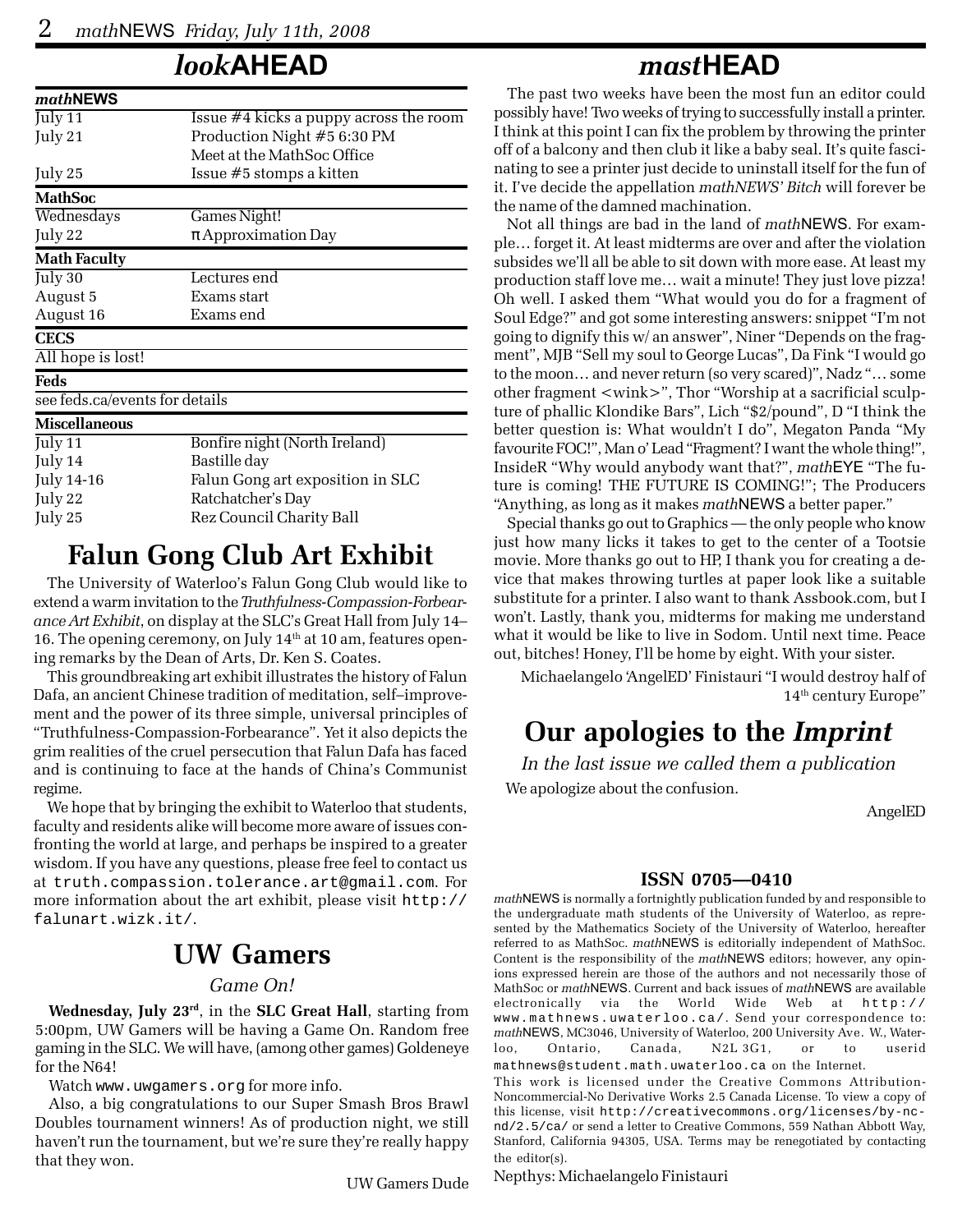# *look*AHEAD

| ***math*NEWS** | |
|---|---|
| July 11 | Issue #4 kicks a puppy across the room |
| July 21 | Production Night #5 6:30 PM<br>Meet at the MathSoc Office |
| July 25 | Issue #5 stomps a kitten |
| **MathSoc** | |
| Wednesdays | Games Night! |
| July 22 | π Approximation Day |
| **Math Faculty** | |
| July 30 | Lectures end |
| August 5 | Exams start |
| August 16 | Exams end |
| **CECS** | |
| All hope is lost! | |
| **Feds** | |
| see feds.ca/events for details | |
| **Miscellaneous** | |
| July 11 | Bonfire night (North Ireland) |
| July 14 | Bastille day |
| July 14-16 | Falun Gong art exposition in SLC |
| July 22 | Ratchatcher's Day |
| July 25 | Rez Council Charity Ball |

## Falun Gong Club Art Exhibit

The University of Waterloo's Falun Gong Club would like to extend a warm invitation to the *Truthfulness-Compassion-Forbearance Art Exhibit*, on display at the SLC's Great Hall from July 14–16. The opening ceremony, on July 14th at 10 am, features opening remarks by the Dean of Arts, Dr. Ken S. Coates.

This groundbreaking art exhibit illustrates the history of Falun Dafa, an ancient Chinese tradition of meditation, self–improvement and the power of its three simple, universal principles of "Truthfulness-Compassion-Forbearance". Yet it also depicts the grim realities of the cruel persecution that Falun Dafa has faced and is continuing to face at the hands of China's Communist regime.

We hope that by bringing the exhibit to Waterloo that students, faculty and residents alike will become more aware of issues confronting the world at large, and perhaps be inspired to a greater wisdom. If you have any questions, please free feel to contact us at truth.compassion.tolerance.art@gmail.com. For more information about the art exhibit, please visit http://falunart.wizk.it/.

## UW Gamers

*Game On!*

**Wednesday, July 23rd**, in the **SLC Great Hall**, starting from 5:00pm, UW Gamers will be having a Game On. Random free gaming in the SLC. We will have, (among other games) Goldeneye for the N64!

Watch www.uwgamers.org for more info.

Also, a big congratulations to our Super Smash Bros Brawl Doubles tournament winners! As of production night, we still haven't run the tournament, but we're sure they're really happy that they won.

UW Gamers Dude

# *mast*HEAD

The past two weeks have been the most fun an editor could possibly have! Two weeks of trying to successfully install a printer. I think at this point I can fix the problem by throwing the printer off of a balcony and then club it like a baby seal. It's quite fascinating to see a printer just decide to uninstall itself for the fun of it. I've decide the appellation *mathNEWS' Bitch* will forever be the name of the damned machination.

Not all things are bad in the land of *math*NEWS. For example… forget it. At least midterms are over and after the violation subsides we'll all be able to sit down with more ease. At least my production staff love me… wait a minute! They just love pizza! Oh well. I asked them "What would you do for a fragment of Soul Edge?" and got some interesting answers: snippet "I'm not going to dignify this w/ an answer", Niner "Depends on the fragment", MJB "Sell my soul to George Lucas", Da Fink "I would go to the moon… and never return (so very scared)", Nadz "… some other fragment <wink>", Thor "Worship at a sacrificial sculpture of phallic Klondike Bars", Lich "$2/pound", D "I think the better question is: What wouldn't I do", Megaton Panda "My favourite FOC!", Man o' Lead "Fragment? I want the whole thing!", InsideR "Why would anybody want that?", *math*EYE "The future is coming! THE FUTURE IS COMING!"; The Producers "Anything, as long as it makes *math*NEWS a better paper."

Special thanks go out to Graphics — the only people who know just how many licks it takes to get to the center of a Tootsie movie. More thanks go out to HP, I thank you for creating a device that makes throwing turtles at paper look like a suitable substitute for a printer. I also want to thank Assbook.com, but I won't. Lastly, thank you, midterms for making me understand what it would be like to live in Sodom. Until next time. Peace out, bitches! Honey, I'll be home by eight. With your sister.

Michaelangelo 'AngelED' Finistauri "I would destroy half of 14th century Europe"

## Our apologies to the *Imprint*

*In the last issue we called them a publication*

We apologize about the confusion.

AngelED

**ISSN 0705—0410**

*math*NEWS is normally a fortnightly publication funded by and responsible to the undergraduate math students of the University of Waterloo, as represented by the Mathematics Society of the University of Waterloo, hereafter referred to as MathSoc. *math*NEWS is editorially independent of MathSoc. Content is the responsibility of the *math*NEWS editors; however, any opinions expressed herein are those of the authors and not necessarily those of MathSoc or *math*NEWS. Current and back issues of *math*NEWS are available electronically via the World Wide Web at http://www.mathnews.uwaterloo.ca/. Send your correspondence to: *math*NEWS, MC3046, University of Waterloo, 200 University Ave. W., Waterloo, Ontario, Canada, N2L 3G1, or to userid mathnews@student.math.uwaterloo.ca on the Internet.

This work is licensed under the Creative Commons Attribution-Noncommercial-No Derivative Works 2.5 Canada License. To view a copy of this license, visit http://creativecommons.org/licenses/by-nc-nd/2.5/ca/ or send a letter to Creative Commons, 559 Nathan Abbott Way, Stanford, California 94305, USA. Terms may be renegotiated by contacting the editor(s).

Nepthys: Michaelangelo Finistauri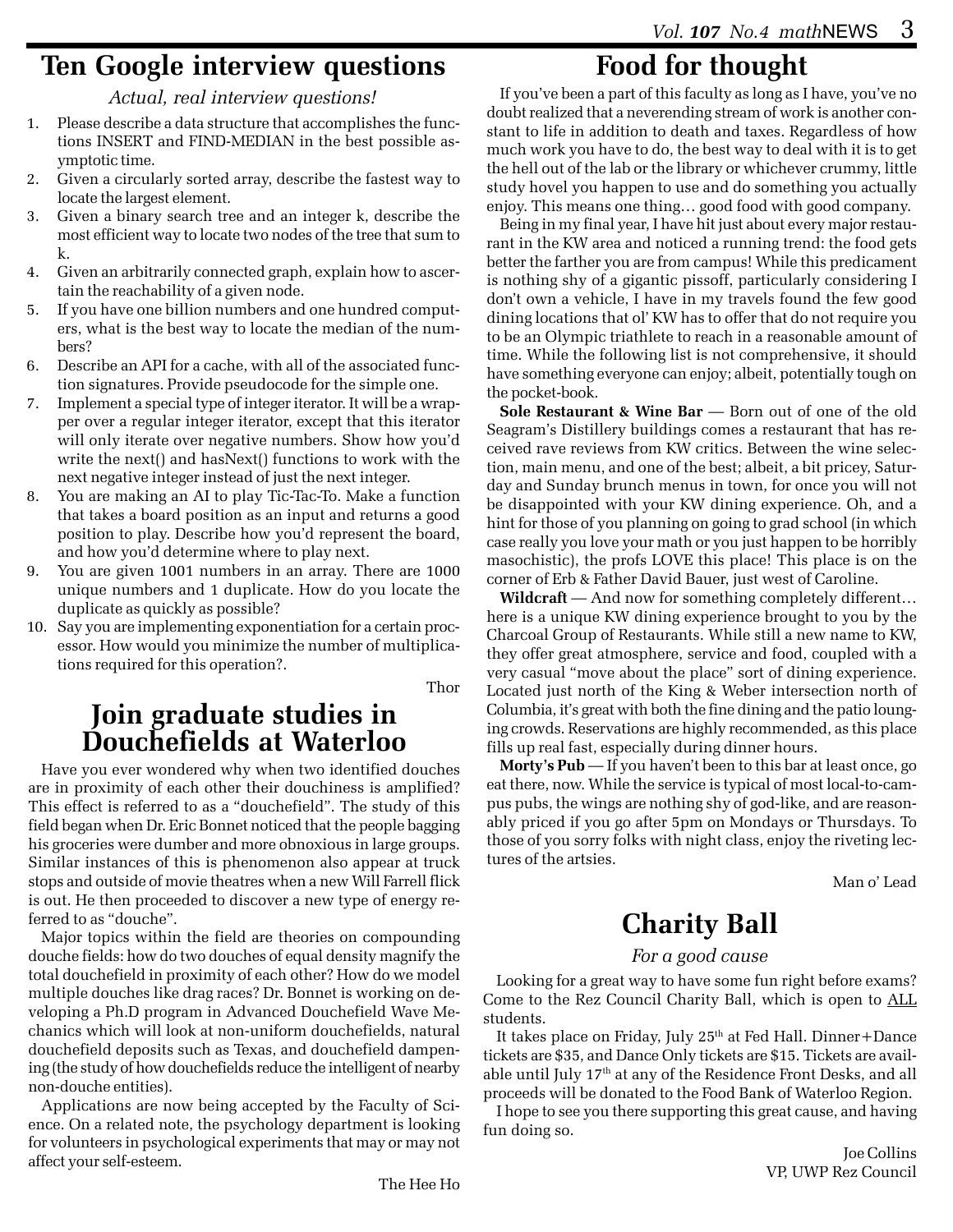# Ten Google interview questions

*Actual, real interview questions!*

1. Please describe a data structure that accomplishes the functions INSERT and FIND-MEDIAN in the best possible asymptotic time.
2. Given a circularly sorted array, describe the fastest way to locate the largest element.
3. Given a binary search tree and an integer k, describe the most efficient way to locate two nodes of the tree that sum to k.
4. Given an arbitrarily connected graph, explain how to ascertain the reachability of a given node.
5. If you have one billion numbers and one hundred computers, what is the best way to locate the median of the numbers?
6. Describe an API for a cache, with all of the associated function signatures. Provide pseudocode for the simple one.
7. Implement a special type of integer iterator. It will be a wrapper over a regular integer iterator, except that this iterator will only iterate over negative numbers. Show how you'd write the next() and hasNext() functions to work with the next negative integer instead of just the next integer.
8. You are making an AI to play Tic-Tac-To. Make a function that takes a board position as an input and returns a good position to play. Describe how you'd represent the board, and how you'd determine where to play next.
9. You are given 1001 numbers in an array. There are 1000 unique numbers and 1 duplicate. How do you locate the duplicate as quickly as possible?
10. Say you are implementing exponentiation for a certain processor. How would you minimize the number of multiplications required for this operation?.

Thor

# Join graduate studies in Douchefields at Waterloo

Have you ever wondered why when two identified douches are in proximity of each other their douchiness is amplified? This effect is referred to as a "douchefield". The study of this field began when Dr. Eric Bonnet noticed that the people bagging his groceries were dumber and more obnoxious in large groups. Similar instances of this is phenomenon also appear at truck stops and outside of movie theatres when a new Will Farrell flick is out. He then proceeded to discover a new type of energy referred to as "douche".

Major topics within the field are theories on compounding douche fields: how do two douches of equal density magnify the total douchefield in proximity of each other? How do we model multiple douches like drag races? Dr. Bonnet is working on developing a Ph.D program in Advanced Douchefield Wave Mechanics which will look at non-uniform douchefields, natural douchefield deposits such as Texas, and douchefield dampening (the study of how douchefields reduce the intelligent of nearby non-douche entities).

Applications are now being accepted by the Faculty of Science. On a related note, the psychology department is looking for volunteers in psychological experiments that may or may not affect your self-esteem.

The Hee Ho

# Food for thought

If you've been a part of this faculty as long as I have, you've no doubt realized that a neverending stream of work is another constant to life in addition to death and taxes. Regardless of how much work you have to do, the best way to deal with it is to get the hell out of the lab or the library or whichever crummy, little study hovel you happen to use and do something you actually enjoy. This means one thing… good food with good company.

Being in my final year, I have hit just about every major restaurant in the KW area and noticed a running trend: the food gets better the farther you are from campus! While this predicament is nothing shy of a gigantic pissoff, particularly considering I don't own a vehicle, I have in my travels found the few good dining locations that ol' KW has to offer that do not require you to be an Olympic triathlete to reach in a reasonable amount of time. While the following list is not comprehensive, it should have something everyone can enjoy; albeit, potentially tough on the pocket-book.

**Sole Restaurant & Wine Bar** — Born out of one of the old Seagram's Distillery buildings comes a restaurant that has received rave reviews from KW critics. Between the wine selection, main menu, and one of the best; albeit, a bit pricey, Saturday and Sunday brunch menus in town, for once you will not be disappointed with your KW dining experience. Oh, and a hint for those of you planning on going to grad school (in which case really you love your math or you just happen to be horribly masochistic), the profs LOVE this place! This place is on the corner of Erb & Father David Bauer, just west of Caroline.

**Wildcraft** — And now for something completely different… here is a unique KW dining experience brought to you by the Charcoal Group of Restaurants. While still a new name to KW, they offer great atmosphere, service and food, coupled with a very casual "move about the place" sort of dining experience. Located just north of the King & Weber intersection north of Columbia, it's great with both the fine dining and the patio lounging crowds. Reservations are highly recommended, as this place fills up real fast, especially during dinner hours.

**Morty's Pub** — If you haven't been to this bar at least once, go eat there, now. While the service is typical of most local-to-campus pubs, the wings are nothing shy of god-like, and are reasonably priced if you go after 5pm on Mondays or Thursdays. To those of you sorry folks with night class, enjoy the riveting lectures of the artsies.

Man o' Lead

# Charity Ball

*For a good cause*

Looking for a great way to have some fun right before exams? Come to the Rez Council Charity Ball, which is open to ALL students.

It takes place on Friday, July 25th at Fed Hall. Dinner+Dance tickets are $35, and Dance Only tickets are $15. Tickets are available until July 17th at any of the Residence Front Desks, and all proceeds will be donated to the Food Bank of Waterloo Region.

I hope to see you there supporting this great cause, and having fun doing so.

Joe Collins
VP, UWP Rez Council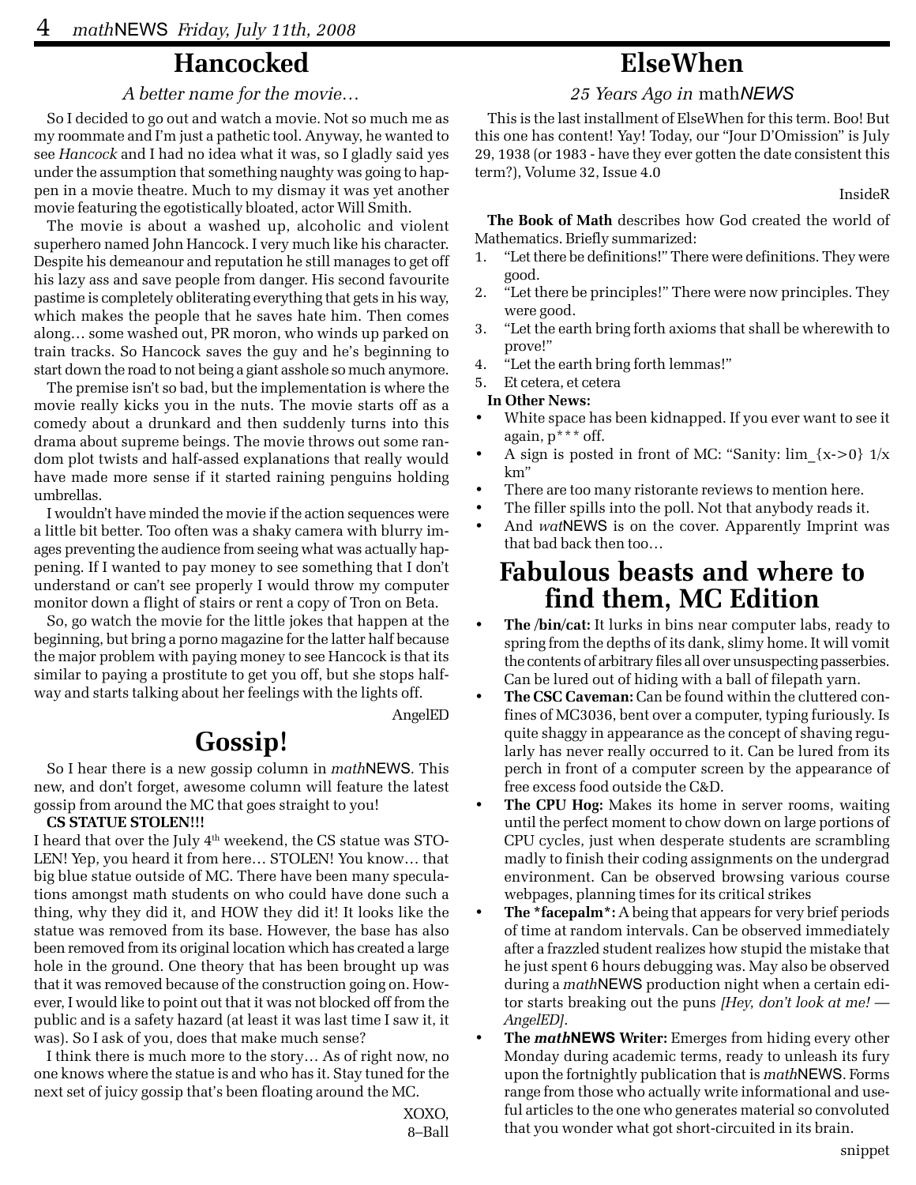## Hancocked

*A better name for the movie…*

So I decided to go out and watch a movie. Not so much me as my roommate and I'm just a pathetic tool. Anyway, he wanted to see *Hancock* and I had no idea what it was, so I gladly said yes under the assumption that something naughty was going to happen in a movie theatre. Much to my dismay it was yet another movie featuring the egotistically bloated, actor Will Smith.

The movie is about a washed up, alcoholic and violent superhero named John Hancock. I very much like his character. Despite his demeanour and reputation he still manages to get off his lazy ass and save people from danger. His second favourite pastime is completely obliterating everything that gets in his way, which makes the people that he saves hate him. Then comes along… some washed out, PR moron, who winds up parked on train tracks. So Hancock saves the guy and he's beginning to start down the road to not being a giant asshole so much anymore.

The premise isn't so bad, but the implementation is where the movie really kicks you in the nuts. The movie starts off as a comedy about a drunkard and then suddenly turns into this drama about supreme beings. The movie throws out some random plot twists and half-assed explanations that really would have made more sense if it started raining penguins holding umbrellas.

I wouldn't have minded the movie if the action sequences were a little bit better. Too often was a shaky camera with blurry images preventing the audience from seeing what was actually happening. If I wanted to pay money to see something that I don't understand or can't see properly I would throw my computer monitor down a flight of stairs or rent a copy of Tron on Beta.

So, go watch the movie for the little jokes that happen at the beginning, but bring a porno magazine for the latter half because the major problem with paying money to see Hancock is that its similar to paying a prostitute to get you off, but she stops halfway and starts talking about her feelings with the lights off.

AngelED

## Gossip!

So I hear there is a new gossip column in *math*NEWS. This new, and don't forget, awesome column will feature the latest gossip from around the MC that goes straight to you!

**CS STATUE STOLEN!!!**

I heard that over the July 4th weekend, the CS statue was STOLEN! Yep, you heard it from here… STOLEN! You know… that big blue statue outside of MC. There have been many speculations amongst math students on who could have done such a thing, why they did it, and HOW they did it! It looks like the statue was removed from its base. However, the base has also been removed from its original location which has created a large hole in the ground. One theory that has been brought up was that it was removed because of the construction going on. However, I would like to point out that it was not blocked off from the public and is a safety hazard (at least it was last time I saw it, it was). So I ask of you, does that make much sense?

I think there is much more to the story… As of right now, no one knows where the statue is and who has it. Stay tuned for the next set of juicy gossip that's been floating around the MC.

XOXO,
8–Ball

## ElseWhen

*25 Years Ago in* math*NEWS*

This is the last installment of ElseWhen for this term. Boo! But this one has content! Yay! Today, our "Jour D'Omission" is July 29, 1938 (or 1983 - have they ever gotten the date consistent this term?), Volume 32, Issue 4.0

InsideR

**The Book of Math** describes how God created the world of Mathematics. Briefly summarized:

1. "Let there be definitions!" There were definitions. They were good.
2. "Let there be principles!" There were now principles. They were good.
3. "Let the earth bring forth axioms that shall be wherewith to prove!"
4. "Let the earth bring forth lemmas!"
5. Et cetera, et cetera

**In Other News:**

- White space has been kidnapped. If you ever want to see it again, p*** off.
- A sign is posted in front of MC: "Sanity: lim_{x->0} 1/x km"
- There are too many ristorante reviews to mention here.
- The filler spills into the poll. Not that anybody reads it.
- And *wat*NEWS is on the cover. Apparently Imprint was that bad back then too…

## Fabulous beasts and where to find them, MC Edition

- **The /bin/cat:** It lurks in bins near computer labs, ready to spring from the depths of its dank, slimy home. It will vomit the contents of arbitrary files all over unsuspecting passerbies. Can be lured out of hiding with a ball of filepath yarn.
- **The CSC Caveman:** Can be found within the cluttered confines of MC3036, bent over a computer, typing furiously. Is quite shaggy in appearance as the concept of shaving regularly has never really occurred to it. Can be lured from its perch in front of a computer screen by the appearance of free excess food outside the C&D.
- **The CPU Hog:** Makes its home in server rooms, waiting until the perfect moment to chow down on large portions of CPU cycles, just when desperate students are scrambling madly to finish their coding assignments on the undergrad environment. Can be observed browsing various course webpages, planning times for its critical strikes
- **The *facepalm*:** A being that appears for very brief periods of time at random intervals. Can be observed immediately after a frazzled student realizes how stupid the mistake that he just spent 6 hours debugging was. May also be observed during a *math*NEWS production night when a certain editor starts breaking out the puns *[Hey, don't look at me! — AngelED]*.
- **The *math*NEWS Writer:** Emerges from hiding every other Monday during academic terms, ready to unleash its fury upon the fortnightly publication that is *math*NEWS. Forms range from those who actually write informational and useful articles to the one who generates material so convoluted that you wonder what got short-circuited in its brain.

snippet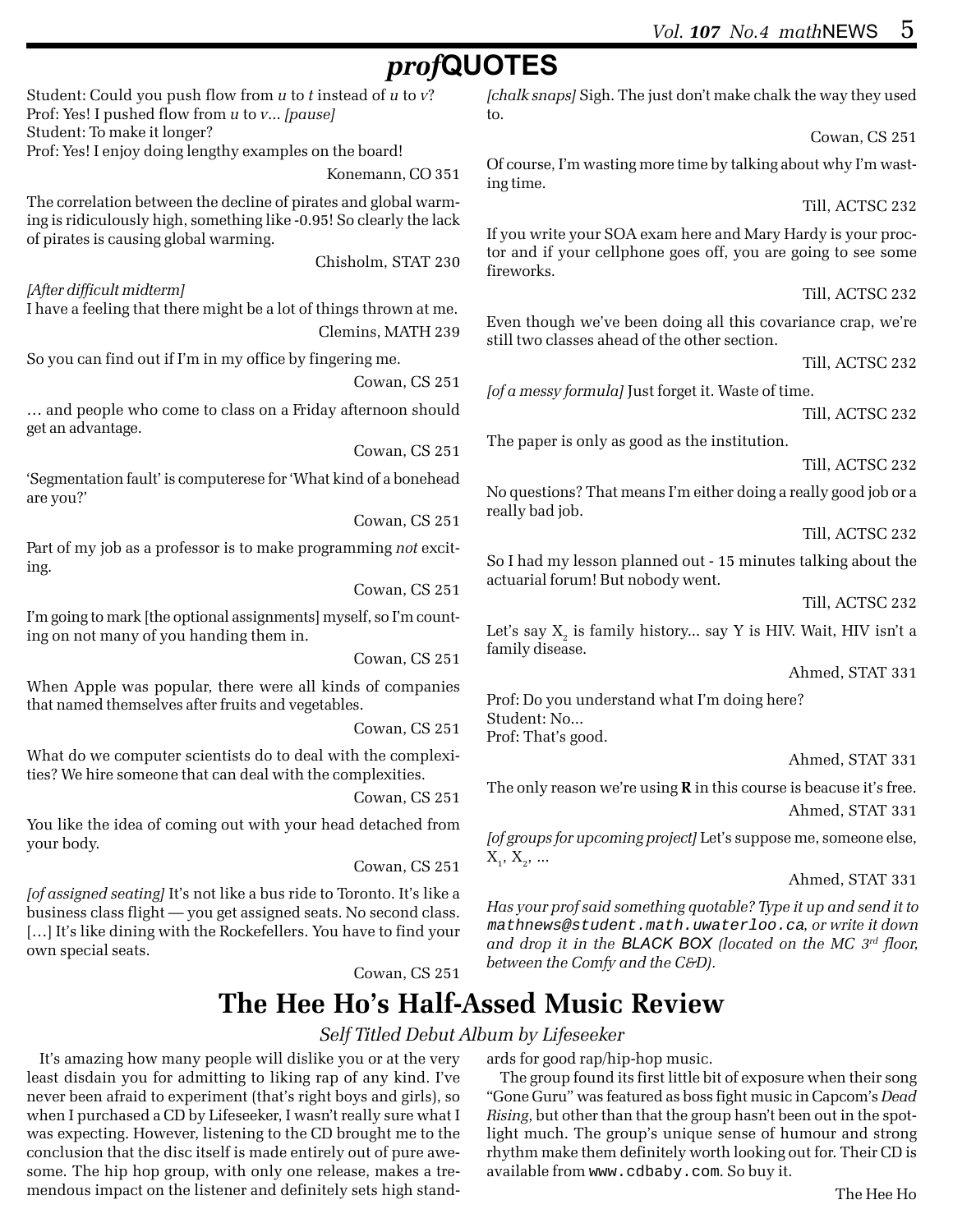# *prof*QUOTES

Student: Could you push flow from *u* to *t* instead of *u* to *v*?
Prof: Yes! I pushed flow from *u* to *v*... *[pause]*
Student: To make it longer?
Prof: Yes! I enjoy doing lengthy examples on the board!

Konemann, CO 351

The correlation between the decline of pirates and global warming is ridiculously high, something like -0.95! So clearly the lack of pirates is causing global warming.

Chisholm, STAT 230

*[After difficult midterm]*
I have a feeling that there might be a lot of things thrown at me.

Clemins, MATH 239

So you can find out if I'm in my office by fingering me.

Cowan, CS 251

… and people who come to class on a Friday afternoon should get an advantage.

Cowan, CS 251

'Segmentation fault' is computerese for 'What kind of a bonehead are you?'

Cowan, CS 251

Part of my job as a professor is to make programming *not* exciting.

Cowan, CS 251

I'm going to mark [the optional assignments] myself, so I'm counting on not many of you handing them in.

Cowan, CS 251

When Apple was popular, there were all kinds of companies that named themselves after fruits and vegetables.

Cowan, CS 251

What do we computer scientists do to deal with the complexities? We hire someone that can deal with the complexities.

Cowan, CS 251

You like the idea of coming out with your head detached from your body.

Cowan, CS 251

*[of assigned seating]* It's not like a bus ride to Toronto. It's like a business class flight — you get assigned seats. No second class. […] It's like dining with the Rockefellers. You have to find your own special seats.

Cowan, CS 251

*[chalk snaps]* Sigh. The just don't make chalk the way they used to.

Cowan, CS 251

Of course, I'm wasting more time by talking about why I'm wasting time.

Till, ACTSC 232

If you write your SOA exam here and Mary Hardy is your proctor and if your cellphone goes off, you are going to see some fireworks.

Till, ACTSC 232

Even though we've been doing all this covariance crap, we're still two classes ahead of the other section.

Till, ACTSC 232

*[of a messy formula]* Just forget it. Waste of time.

Till, ACTSC 232

The paper is only as good as the institution.

Till, ACTSC 232

No questions? That means I'm either doing a really good job or a really bad job.

Till, ACTSC 232

So I had my lesson planned out - 15 minutes talking about the actuarial forum! But nobody went.

Till, ACTSC 232

Let's say $X_2$ is family history... say Y is HIV. Wait, HIV isn't a family disease.

Ahmed, STAT 331

Prof: Do you understand what I'm doing here?
Student: No...
Prof: That's good.

Ahmed, STAT 331

The only reason we're using **R** in this course is beacuse it's free.

Ahmed, STAT 331

*[of groups for upcoming project]* Let's suppose me, someone else, $X_1$, $X_2$, ...

Ahmed, STAT 331

*Has your prof said something quotable? Type it up and send it to* `mathnews@student.math.uwaterloo.ca`*, or write it down and drop it in the* BLACK BOX *(located on the MC 3rd floor, between the Comfy and the C&D).*

# The Hee Ho's Half-Assed Music Review

*Self Titled Debut Album by Lifeseeker*

It's amazing how many people will dislike you or at the very least disdain you for admitting to liking rap of any kind. I've never been afraid to experiment (that's right boys and girls), so when I purchased a CD by Lifeseeker, I wasn't really sure what I was expecting. However, listening to the CD brought me to the conclusion that the disc itself is made entirely out of pure awesome. The hip hop group, with only one release, makes a tremendous impact on the listener and definitely sets high standards for good rap/hip-hop music.

The group found its first little bit of exposure when their song "Gone Guru" was featured as boss fight music in Capcom's *Dead Rising*, but other than that the group hasn't been out in the spotlight much. The group's unique sense of humour and strong rhythm make them definitely worth looking out for. Their CD is available from `www.cdbaby.com`. So buy it.

The Hee Ho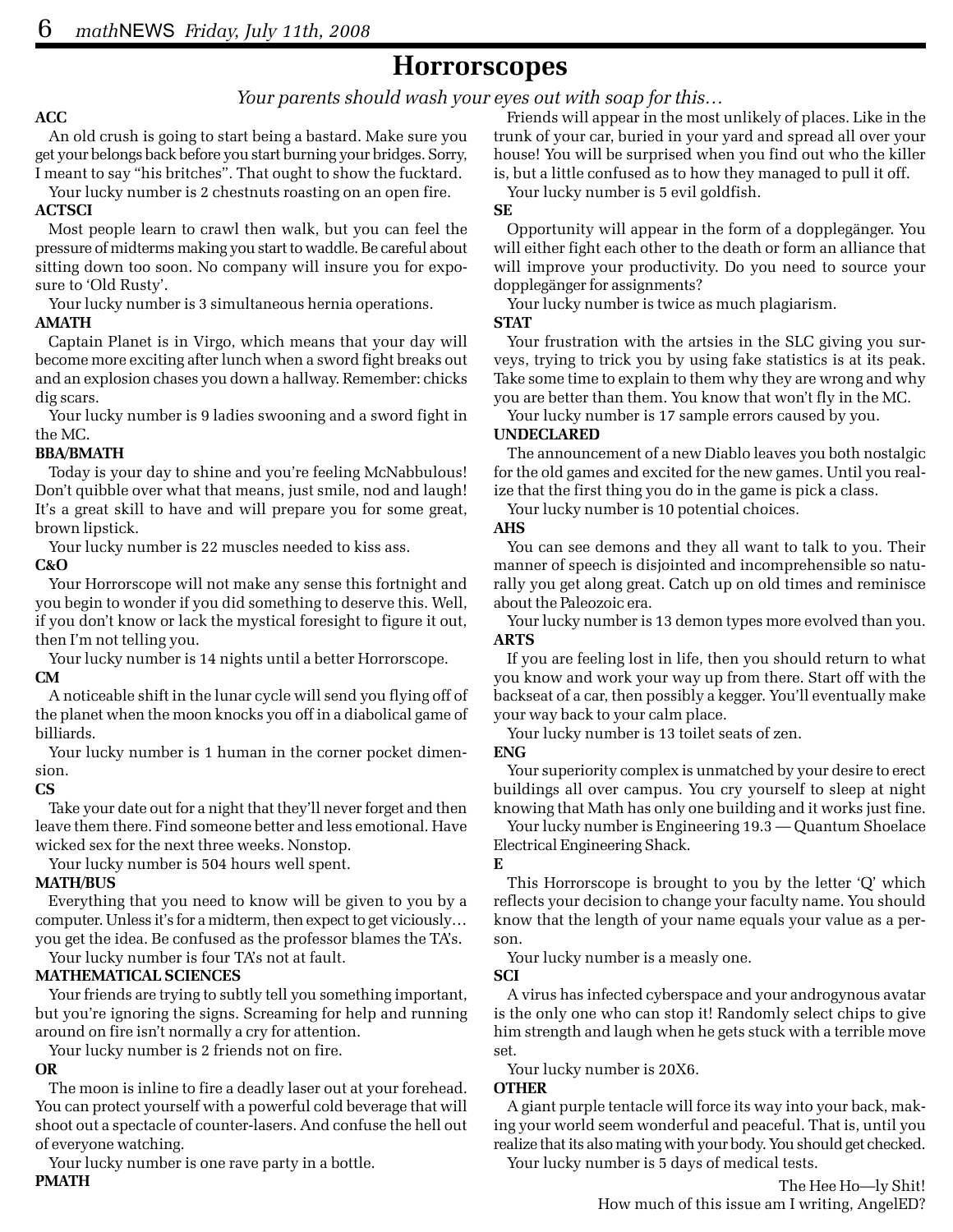# Horrorscopes

*Your parents should wash your eyes out with soap for this…*

**ACC**

An old crush is going to start being a bastard. Make sure you get your belongs back before you start burning your bridges. Sorry, I meant to say "his britches". That ought to show the fucktard.

Your lucky number is 2 chestnuts roasting on an open fire.

**ACTSCI**

Most people learn to crawl then walk, but you can feel the pressure of midterms making you start to waddle. Be careful about sitting down too soon. No company will insure you for exposure to 'Old Rusty'.

Your lucky number is 3 simultaneous hernia operations.

**AMATH**

Captain Planet is in Virgo, which means that your day will become more exciting after lunch when a sword fight breaks out and an explosion chases you down a hallway. Remember: chicks dig scars.

Your lucky number is 9 ladies swooning and a sword fight in the MC.

**BBA/BMATH**

Today is your day to shine and you're feeling McNabbulous! Don't quibble over what that means, just smile, nod and laugh! It's a great skill to have and will prepare you for some great, brown lipstick.

Your lucky number is 22 muscles needed to kiss ass.

**C&O**

Your Horrorscope will not make any sense this fortnight and you begin to wonder if you did something to deserve this. Well, if you don't know or lack the mystical foresight to figure it out, then I'm not telling you.

Your lucky number is 14 nights until a better Horrorscope.

**CM**

A noticeable shift in the lunar cycle will send you flying off of the planet when the moon knocks you off in a diabolical game of billiards.

Your lucky number is 1 human in the corner pocket dimension.

**CS**

Take your date out for a night that they'll never forget and then leave them there. Find someone better and less emotional. Have wicked sex for the next three weeks. Nonstop.

Your lucky number is 504 hours well spent.

**MATH/BUS**

Everything that you need to know will be given to you by a computer. Unless it's for a midterm, then expect to get viciously… you get the idea. Be confused as the professor blames the TA's.

Your lucky number is four TA's not at fault.

**MATHEMATICAL SCIENCES**

Your friends are trying to subtly tell you something important, but you're ignoring the signs. Screaming for help and running around on fire isn't normally a cry for attention.

Your lucky number is 2 friends not on fire.

**OR**

The moon is inline to fire a deadly laser out at your forehead. You can protect yourself with a powerful cold beverage that will shoot out a spectacle of counter-lasers. And confuse the hell out of everyone watching.

Your lucky number is one rave party in a bottle.

**PMATH**

Friends will appear in the most unlikely of places. Like in the trunk of your car, buried in your yard and spread all over your house! You will be surprised when you find out who the killer is, but a little confused as to how they managed to pull it off.

Your lucky number is 5 evil goldfish.

**SE**

Opportunity will appear in the form of a doppleganger. You will either fight each other to the death or form an alliance that will improve your productivity. Do you need to source your doppleganger for assignments?

Your lucky number is twice as much plagiarism.

**STAT**

Your frustration with the artsies in the SLC giving you surveys, trying to trick you by using fake statistics is at its peak. Take some time to explain to them why they are wrong and why you are better than them. You know that won't fly in the MC.

Your lucky number is 17 sample errors caused by you.

**UNDECLARED**

The announcement of a new Diablo leaves you both nostalgic for the old games and excited for the new games. Until you realize that the first thing you do in the game is pick a class.

Your lucky number is 10 potential choices.

**AHS**

You can see demons and they all want to talk to you. Their manner of speech is disjointed and incomprehensible so naturally you get along great. Catch up on old times and reminisce about the Paleozoic era.

Your lucky number is 13 demon types more evolved than you.

**ARTS**

If you are feeling lost in life, then you should return to what you know and work your way up from there. Start off with the backseat of a car, then possibly a kegger. You'll eventually make your way back to your calm place.

Your lucky number is 13 toilet seats of zen.

**ENG**

Your superiority complex is unmatched by your desire to erect buildings all over campus. You cry yourself to sleep at night knowing that Math has only one building and it works just fine.

Your lucky number is Engineering 19.3 — Quantum Shoelace Electrical Engineering Shack.

**E**

This Horrorscope is brought to you by the letter 'Q' which reflects your decision to change your faculty name. You should know that the length of your name equals your value as a person.

Your lucky number is a measly one.

**SCI**

A virus has infected cyberspace and your androgynous avatar is the only one who can stop it! Randomly select chips to give him strength and laugh when he gets stuck with a terrible move set.

Your lucky number is 20X6.

**OTHER**

A giant purple tentacle will force its way into your back, making your world seem wonderful and peaceful. That is, until you realize that its also mating with your body. You should get checked.

Your lucky number is 5 days of medical tests.

The Hee Ho—ly Shit!
How much of this issue am I writing, AngelED?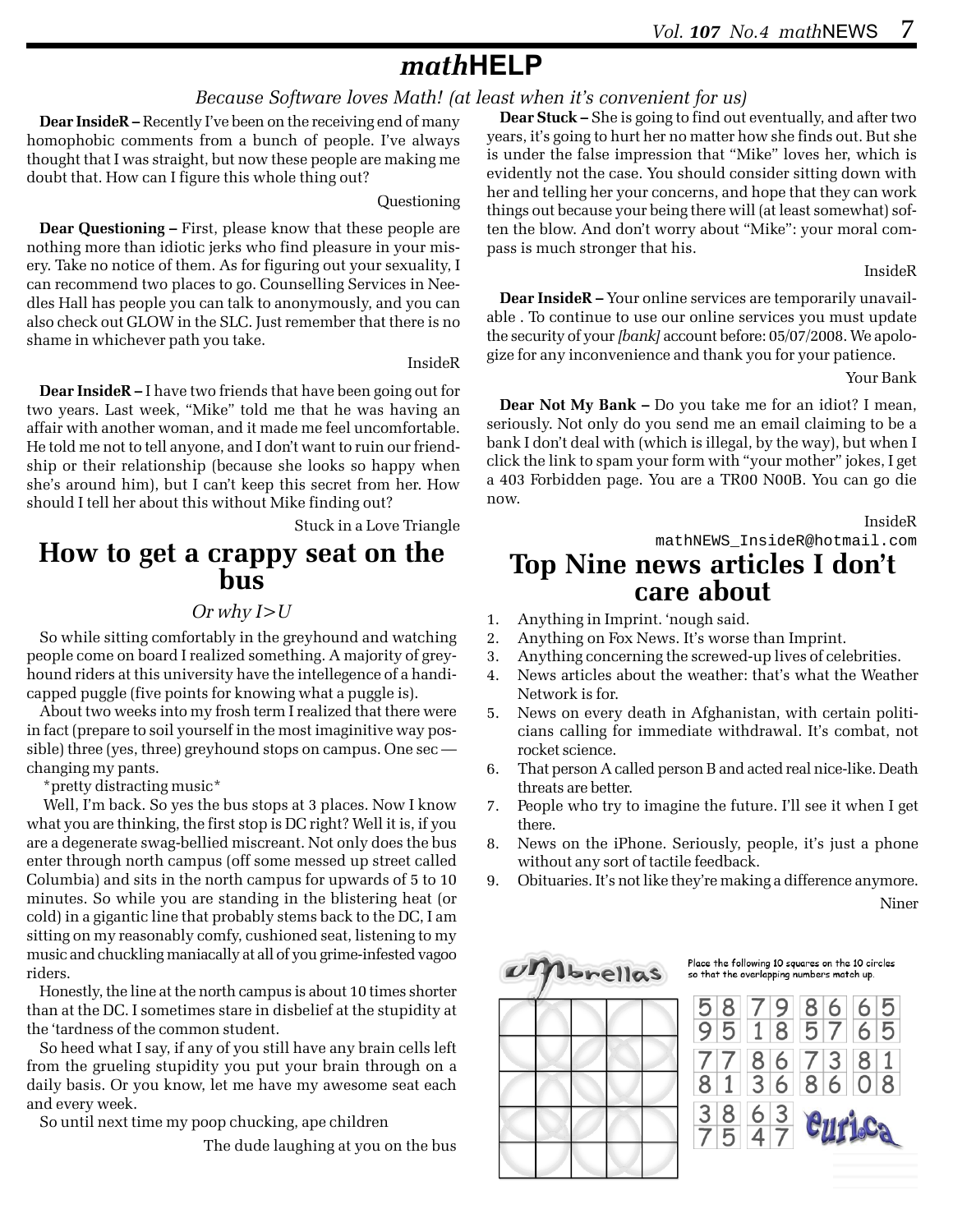# *math*HELP

*Because Software loves Math! (at least when it's convenient for us)*

**Dear InsideR –** Recently I've been on the receiving end of many homophobic comments from a bunch of people. I've always thought that I was straight, but now these people are making me doubt that. How can I figure this whole thing out?

Questioning

**Dear Questioning –** First, please know that these people are nothing more than idiotic jerks who find pleasure in your misery. Take no notice of them. As for figuring out your sexuality, I can recommend two places to go. Counselling Services in Needles Hall has people you can talk to anonymously, and you can also check out GLOW in the SLC. Just remember that there is no shame in whichever path you take.

InsideR

**Dear InsideR –** I have two friends that have been going out for two years. Last week, "Mike" told me that he was having an affair with another woman, and it made me feel uncomfortable. He told me not to tell anyone, and I don't want to ruin our friendship or their relationship (because she looks so happy when she's around him), but I can't keep this secret from her. How should I tell her about this without Mike finding out?

Stuck in a Love Triangle

**Dear Stuck –** She is going to find out eventually, and after two years, it's going to hurt her no matter how she finds out. But she is under the false impression that "Mike" loves her, which is evidently not the case. You should consider sitting down with her and telling her your concerns, and hope that they can work things out because your being there will (at least somewhat) soften the blow. And don't worry about "Mike": your moral compass is much stronger that his.

InsideR

**Dear InsideR –** Your online services are temporarily unavailable . To continue to use our online services you must update the security of your *[bank]* account before: 05/07/2008. We apologize for any inconvenience and thank you for your patience.

Your Bank

**Dear Not My Bank –** Do you take me for an idiot? I mean, seriously. Not only do you send me an email claiming to be a bank I don't deal with (which is illegal, by the way), but when I click the link to spam your form with "your mother" jokes, I get a 403 Forbidden page. You are a TR00 N00B. You can go die now.

InsideR

mathNEWS_InsideR@hotmail.com

## How to get a crappy seat on the bus

*Or why I>U*

So while sitting comfortably in the greyhound and watching people come on board I realized something. A majority of greyhound riders at this university have the intellegence of a handicapped puggle (five points for knowing what a puggle is).

About two weeks into my frosh term I realized that there were in fact (prepare to soil yourself in the most imaginitive way possible) three (yes, three) greyhound stops on campus. One sec — changing my pants.

*pretty distracting music*

Well, I'm back. So yes the bus stops at 3 places. Now I know what you are thinking, the first stop is DC right? Well it is, if you are a degenerate swag-bellied miscreant. Not only does the bus enter through north campus (off some messed up street called Columbia) and sits in the north campus for upwards of 5 to 10 minutes. So while you are standing in the blistering heat (or cold) in a gigantic line that probably stems back to the DC, I am sitting on my reasonably comfy, cushioned seat, listening to my music and chuckling maniacally at all of you grime-infested vagoo riders.

Honestly, the line at the north campus is about 10 times shorter than at the DC. I sometimes stare in disbelief at the stupidity at the 'tardness of the common student.

So heed what I say, if any of you still have any brain cells left from the grueling stupidity you put your brain through on a daily basis. Or you know, let me have my awesome seat each and every week.

So until next time my poop chucking, ape children

The dude laughing at you on the bus

## Top Nine news articles I don't care about

1. Anything in Imprint. 'nough said.
2. Anything on Fox News. It's worse than Imprint.
3. Anything concerning the screwed-up lives of celebrities.
4. News articles about the weather: that's what the Weather Network is for.
5. News on every death in Afghanistan, with certain politicians calling for immediate withdrawal. It's combat, not rocket science.
6. That person A called person B and acted real nice-like. Death threats are better.
7. People who try to imagine the future. I'll see it when I get there.
8. News on the iPhone. Seriously, people, it's just a phone without any sort of tactile feedback.
9. Obituaries. It's not like they're making a difference anymore.

Niner

## umbrellas

Place the following 10 squares on the 10 circles so that the overlapping numbers match up.

| 58<br>95 | 79<br>18 | 86<br>57 | 65<br>65 |
|---|---|---|---|
| 77<br>81 | 86<br>36 | 73<br>86 | 81<br>08 |
| 38<br>75 | 63<br>47 | | |

euri.ca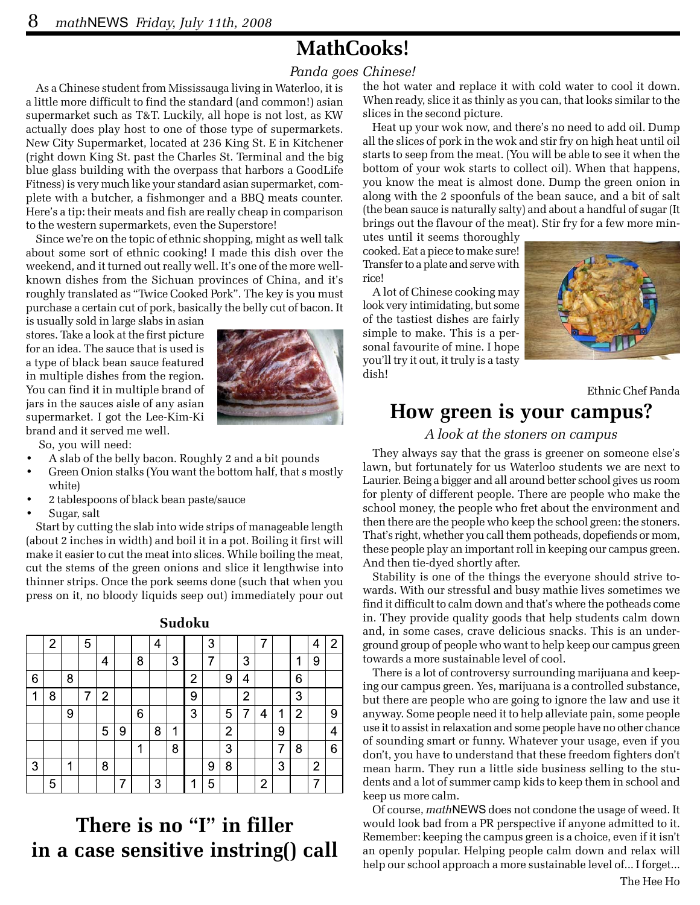# MathCooks!

*Panda goes Chinese!*

As a Chinese student from Mississauga living in Waterloo, it is a little more difficult to find the standard (and common!) asian supermarket such as T&T. Luckily, all hope is not lost, as KW actually does play host to one of those type of supermarkets. New City Supermarket, located at 236 King St. E in Kitchener (right down King St. past the Charles St. Terminal and the big blue glass building with the overpass that harbors a GoodLife Fitness) is very much like your standard asian supermarket, complete with a butcher, a fishmonger and a BBQ meats counter. Here's a tip: their meats and fish are really cheap in comparison to the western supermarkets, even the Superstore!

Since we're on the topic of ethnic shopping, might as well talk about some sort of ethnic cooking! I made this dish over the weekend, and it turned out really well. It's one of the more well-known dishes from the Sichuan provinces of China, and it's roughly translated as "Twice Cooked Pork". The key is you must purchase a certain cut of pork, basically the belly cut of bacon. It is usually sold in large slabs in asian stores. Take a look at the first picture for an idea. The sauce that is used is a type of black bean sauce featured in multiple dishes from the region. You can find it in multiple brand of jars in the sauces aisle of any asian supermarket. I got the Lee-Kim-Ki brand and it served me well.

So, you will need:

- A slab of the belly bacon. Roughly 2 and a bit pounds
- Green Onion stalks (You want the bottom half, that s mostly white)
- 2 tablespoons of black bean paste/sauce
- Sugar, salt

Start by cutting the slab into wide strips of manageable length (about 2 inches in width) and boil it in a pot. Boiling it first will make it easier to cut the meat into slices. While boiling the meat, cut the stems of the green onions and slice it lengthwise into thinner strips. Once the pork seems done (such that when you press on it, no bloody liquids seep out) immediately pour out the hot water and replace it with cold water to cool it down. When ready, slice it as thinly as you can, that looks similar to the slices in the second picture.

Heat up your wok now, and there's no need to add oil. Dump all the slices of pork in the wok and stir fry on high heat until oil starts to seep from the meat. (You will be able to see it when the bottom of your wok starts to collect oil). When that happens, you know the meat is almost done. Dump the green onion in along with the 2 spoonfuls of the bean sauce, and a bit of salt (the bean sauce is naturally salty) and about a handful of sugar (It brings out the flavour of the meat). Stir fry for a few more minutes until it seems thoroughly cooked. Eat a piece to make sure! Transfer to a plate and serve with rice!

A lot of Chinese cooking may look very intimidating, but some of the tastiest dishes are fairly simple to make. This is a personal favourite of mine. I hope you'll try it out, it truly is a tasty dish!

Ethnic Chef Panda

## Sudoku

| | | | | | | | | | | | | | | | | | |
|---|---|---|---|---|---|---|---|---|---|---|---|---|---|---|---|---|---|
| | 2 | | 5 | | | | 4 | | | 3 | | | 7 | | | 4 | 2 |
| | | | | 4 | | 8 | | 3 | | 7 | | 3 | | | 1 | 9 | |
| 6 | | 8 | | | | | | | 2 | | 9 | 4 | | | 6 | | |
| 1 | 8 | | 7 | 2 | | | | | 9 | | | 2 | | | 3 | | |
| | | 9 | | | | 6 | | | 3 | | 5 | 7 | 4 | 1 | 2 | | 9 |
| | | | | 5 | 9 | | 8 | 1 | | | 2 | | | 9 | | | 4 |
| | | | | | | 1 | | 8 | | | 3 | | | 7 | 8 | | 6 |
| 3 | | 1 | | 8 | | | | | | 9 | 8 | | | 3 | | 2 | |
| | 5 | | | | 7 | | 3 | | 1 | 5 | | | 2 | | | 7 | |

# There is no "I" in filler in a case sensitive instring() call

# How green is your campus?

*A look at the stoners on campus*

They always say that the grass is greener on someone else's lawn, but fortunately for us Waterloo students we are next to Laurier. Being a bigger and all around better school gives us room for plenty of different people. There are people who make the school money, the people who fret about the environment and then there are the people who keep the school green: the stoners. That's right, whether you call them potheads, dopefiends or mom, these people play an important roll in keeping our campus green. And then tie-dyed shortly after.

Stability is one of the things the everyone should strive towards. With our stressful and busy mathie lives sometimes we find it difficult to calm down and that's where the potheads come in. They provide quality goods that help students calm down and, in some cases, crave delicious snacks. This is an underground group of people who want to help keep our campus green towards a more sustainable level of cool.

There is a lot of controversy surrounding marijuana and keeping our campus green. Yes, marijuana is a controlled substance, but there are people who are going to ignore the law and use it anyway. Some people need it to help alleviate pain, some people use it to assist in relaxation and some people have no other chance of sounding smart or funny. Whatever your usage, even if you don't, you have to understand that these freedom fighters don't mean harm. They run a little side business selling to the students and a lot of summer camp kids to keep them in school and keep us more calm.

Of course, *math*NEWS does not condone the usage of weed. It would look bad from a PR perspective if anyone admitted to it. Remember: keeping the campus green is a choice, even if it isn't an openly popular. Helping people calm down and relax will help our school approach a more sustainable level of... I forget...

The Hee Ho